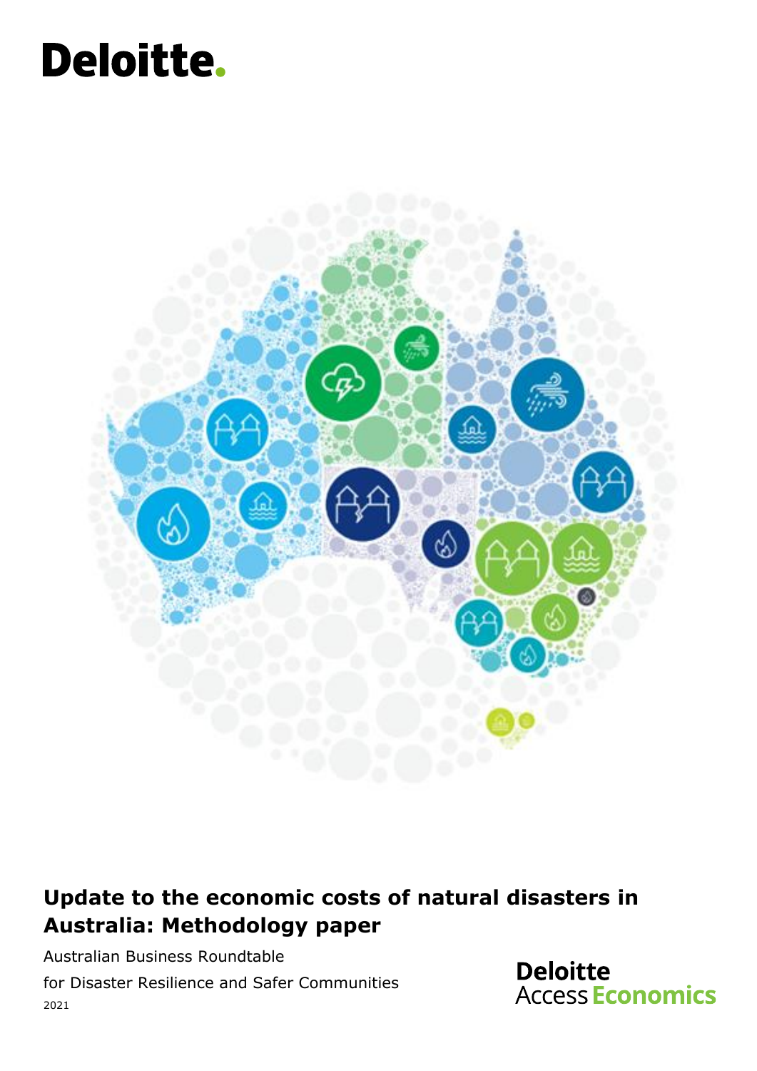Deloitte.

# Update to the economic costs of natural disasters in Australia: Methodology paper

Australian Business Roundtable

for Disaster Resilience and Safer Communities

2021

Deloitte Access Economics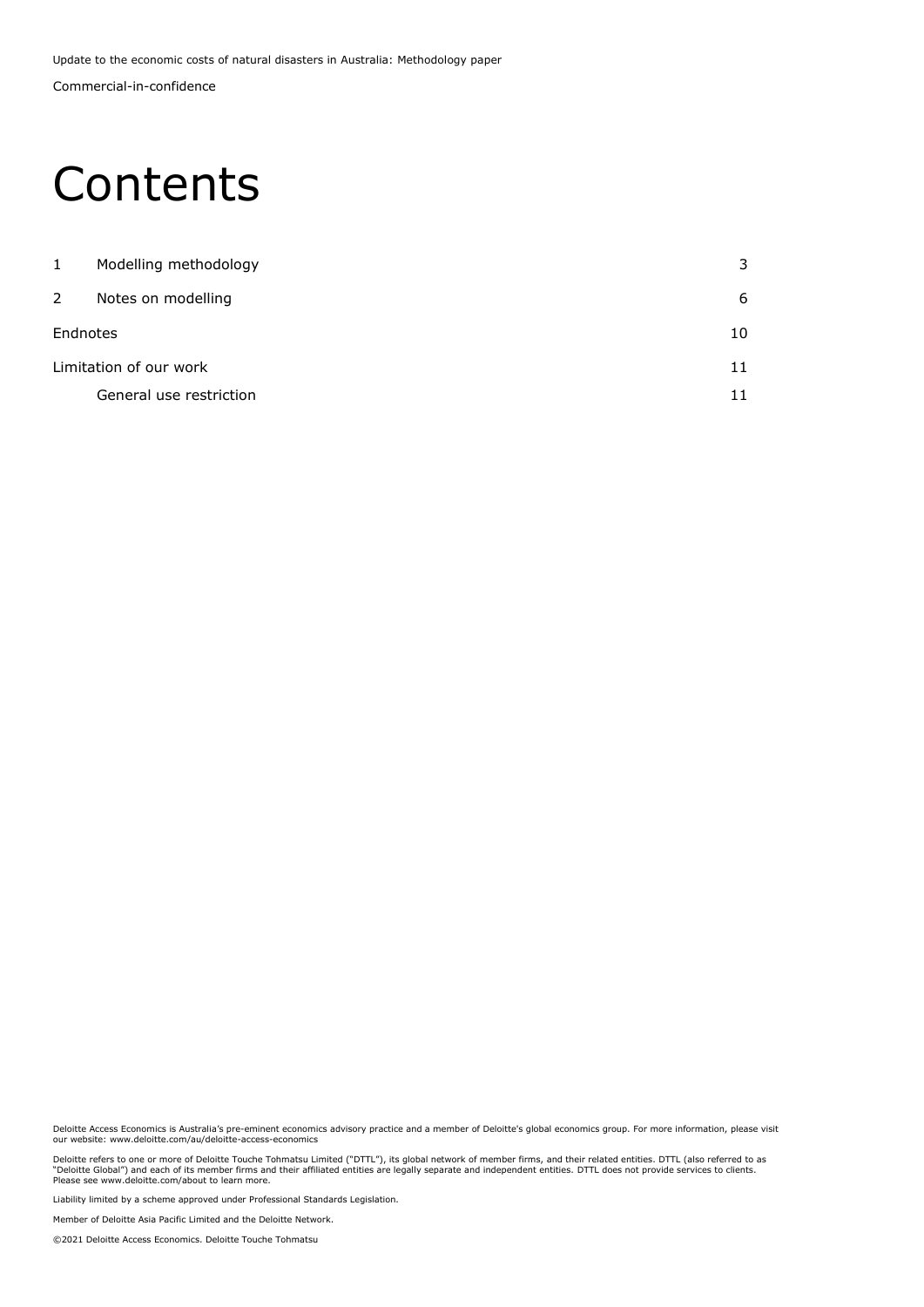# Contents

| | | |
|---|---|---|
| 1 | Modelling methodology | 3 |
| 2 | Notes on modelling | 6 |
| Endnotes | | 10 |
| Limitation of our work | | 11 |
| | General use restriction | 11 |

Deloitte Access Economics is Australia's pre-eminent economics advisory practice and a member of Deloitte's global economics group. For more information, please visit our website: www.deloitte.com/au/deloitte-access-economics

Deloitte refers to one or more of Deloitte Touche Tohmatsu Limited ("DTTL"), its global network of member firms, and their related entities. DTTL (also referred to as "Deloitte Global") and each of its member firms and their affiliated entities are legally separate and independent entities. DTTL does not provide services to clients. Please see www.deloitte.com/about to learn more.

Liability limited by a scheme approved under Professional Standards Legislation.

Member of Deloitte Asia Pacific Limited and the Deloitte Network.

©2021 Deloitte Access Economics. Deloitte Touche Tohmatsu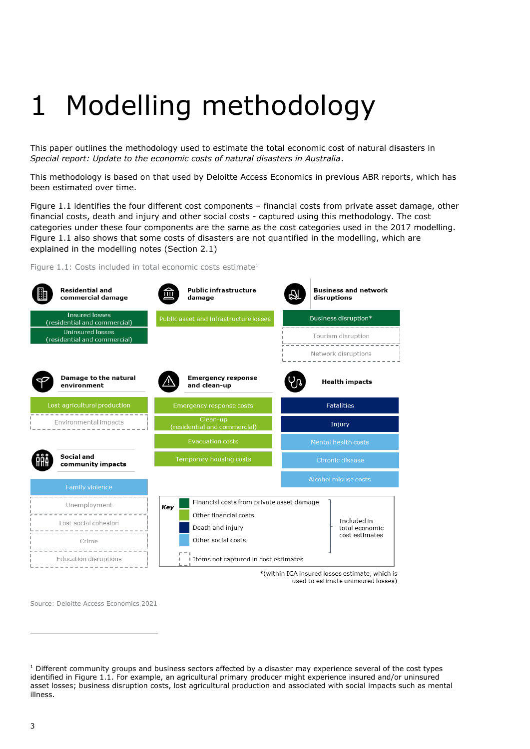# 1 Modelling methodology

This paper outlines the methodology used to estimate the total economic cost of natural disasters in *Special report: Update to the economic costs of natural disasters in Australia*.

This methodology is based on that used by Deloitte Access Economics in previous ABR reports, which has been estimated over time.

Figure 1.1 identifies the four different cost components – financial costs from private asset damage, other financial costs, death and injury and other social costs - captured using this methodology. The cost categories under these four components are the same as the cost categories used in the 2017 modelling. Figure 1.1 also shows that some costs of disasters are not quantified in the modelling, which are explained in the modelling notes (Section 2.1)

Figure 1.1: Costs included in total economic costs estimate[1]

**Residential and commercial damage**
- Insured losses (residential and commercial)
- Uninsured losses (residential and commercial)

**Public infrastructure damage**
- Public asset and infrastructure losses

**Business and network disruptions**
- Business disruption*
- Tourism disruption
- Network disruptions

**Damage to the natural environment**
- Lost agricultural production
- Environmental impacts

**Emergency response and clean-up**
- Emergency response costs
- Clean-up (residential and commercial)
- Evacuation costs
- Temporary housing costs

**Health impacts**
- Fatalities
- Injury
- Mental health costs
- Chronic disease
- Alcohol misuse costs

**Social and community impacts**
- Family violence
- Unemployment
- Lost social cohesion
- Crime
- Education disruptions

*Key*
- Financial costs from private asset damage
- Other financial costs
- Death and injury
- Other social costs

(Included in total economic cost estimates)

- Items not captured in cost estimates

*(within ICA insured losses estimate, which is used to estimate uninsured losses)

Source: Deloitte Access Economics 2021

[1] Different community groups and business sectors affected by a disaster may experience several of the cost types identified in Figure 1.1. For example, an agricultural primary producer might experience insured and/or uninsured asset losses; business disruption costs, lost agricultural production and associated with social impacts such as mental illness.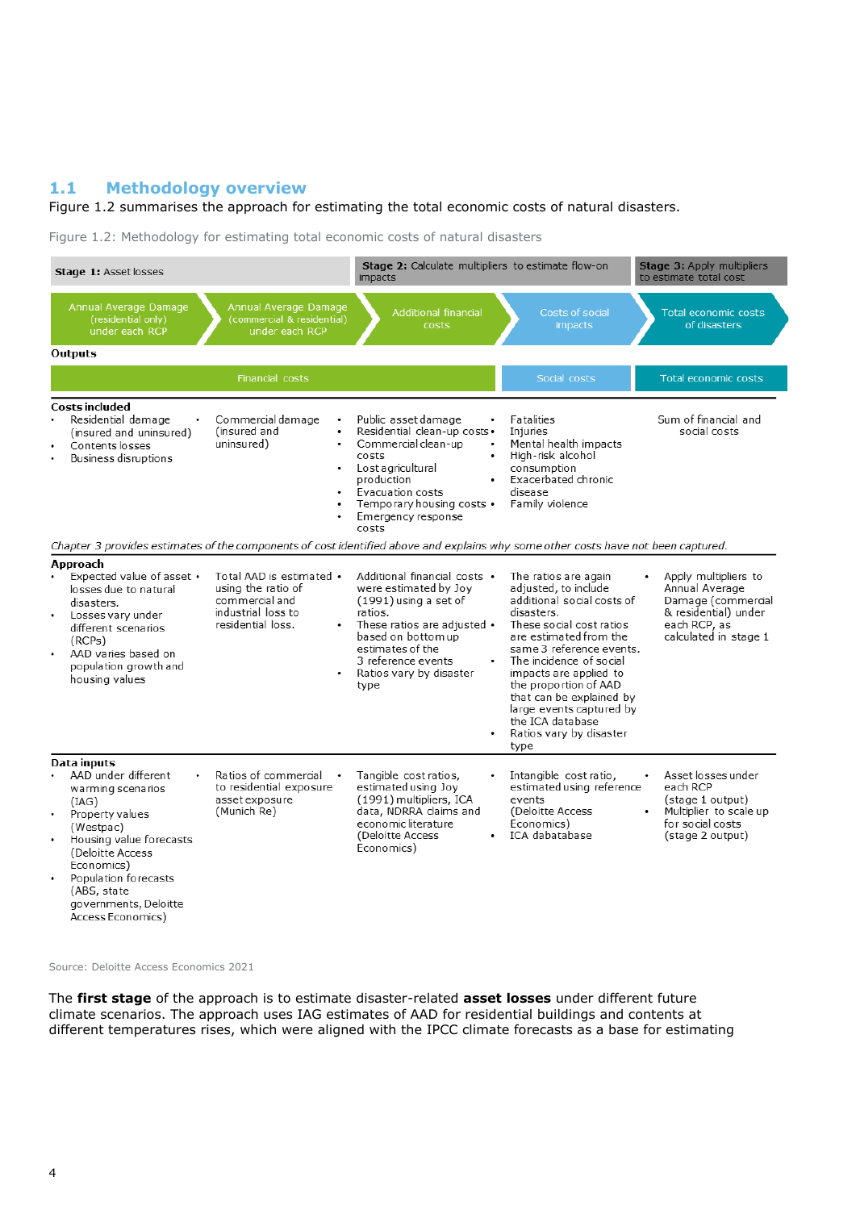## 1.1 Methodology overview

Figure 1.2 summarises the approach for estimating the total economic costs of natural disasters.

Figure 1.2: Methodology for estimating total economic costs of natural disasters

| **Stage 1:** Asset losses | | **Stage 2:** Calculate multipliers to estimate flow-on impacts | | **Stage 3:** Apply multipliers to estimate total cost |
|---|---|---|---|---|
| Annual Average Damage (residential only) under each RCP | Annual Average Damage (commercial & residential) under each RCP | Additional financial costs | Costs of social impacts | Total economic costs of disasters |
| **Outputs** | | | | |
| Financial costs | | | Social costs | Total economic costs |
| **Costs included** | | | | |
| • Residential damage (insured and uninsured)<br>• Contents losses<br>• Business disruptions | • Commercial damage (insured and uninsured) | • Public asset damage<br>• Residential clean-up costs<br>• Commercial clean-up costs<br>• Lost agricultural production<br>• Evacuation costs<br>• Temporary housing costs<br>• Emergency response costs | • Fatalities<br>• Injuries<br>• Mental health impacts<br>• High-risk alcohol consumption<br>• Exacerbated chronic disease<br>• Family violence | Sum of financial and social costs |
| *Chapter 3 provides estimates of the components of cost identified above and explains why some other costs have not been captured.* | | | | |
| **Approach** | | | | |
| • Expected value of asset losses due to natural disasters.<br>• Losses vary under different scenarios (RCPs)<br>• AAD varies based on population growth and housing values | • Total AAD is estimated using the ratio of commercial and industrial loss to residential loss. | • Additional financial costs were estimated by Joy (1991) using a set of ratios.<br>• These ratios are adjusted based on bottom up estimates of the 3 reference events<br>• Ratios vary by disaster type | • The ratios are again adjusted, to include additional social costs of disasters.<br>• These social cost ratios are estimated from the same 3 reference events.<br>• The incidence of social impacts are applied to the proportion of AAD that can be explained by large events captured by the ICA database<br>• Ratios vary by disaster type | • Apply multipliers to Annual Average Damage (commercial & residential) under each RCP, as calculated in stage 1 |
| **Data inputs** | | | | |
| • AAD under different warming scenarios (IAG)<br>• Property values (Westpac)<br>• Housing value forecasts (Deloitte Access Economics)<br>• Population forecasts (ABS, state governments, Deloitte Access Economics) | • Ratios of commercial to residential exposure asset exposure (Munich Re) | • Tangible cost ratios, estimated using Joy (1991) multipliers, ICA data, NDRRA claims and economic literature (Deloitte Access Economics) | • Intangible cost ratio, estimated using reference events (Deloitte Access Economics)<br>• ICA dadatabase | • Asset losses under each RCP (stage 1 output)<br>• Multiplier to scale up for social costs (stage 2 output) |

Source: Deloitte Access Economics 2021

The **first stage** of the approach is to estimate disaster-related **asset losses** under different future climate scenarios. The approach uses IAG estimates of AAD for residential buildings and contents at different temperatures rises, which were aligned with the IPCC climate forecasts as a base for estimating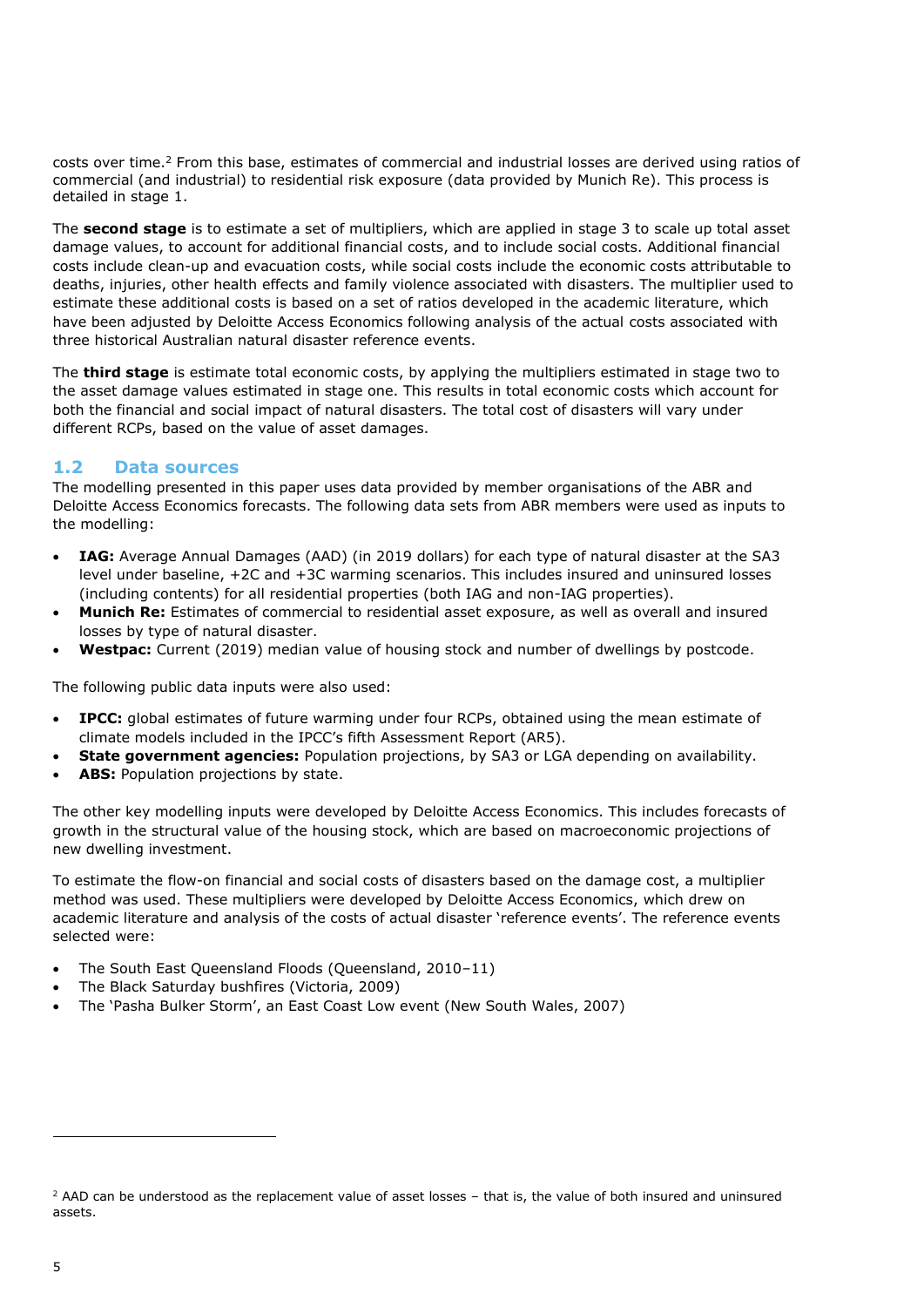costs over time.[2] From this base, estimates of commercial and industrial losses are derived using ratios of commercial (and industrial) to residential risk exposure (data provided by Munich Re). This process is detailed in stage 1.

The **second stage** is to estimate a set of multipliers, which are applied in stage 3 to scale up total asset damage values, to account for additional financial costs, and to include social costs. Additional financial costs include clean-up and evacuation costs, while social costs include the economic costs attributable to deaths, injuries, other health effects and family violence associated with disasters. The multiplier used to estimate these additional costs is based on a set of ratios developed in the academic literature, which have been adjusted by Deloitte Access Economics following analysis of the actual costs associated with three historical Australian natural disaster reference events.

The **third stage** is estimate total economic costs, by applying the multipliers estimated in stage two to the asset damage values estimated in stage one. This results in total economic costs which account for both the financial and social impact of natural disasters. The total cost of disasters will vary under different RCPs, based on the value of asset damages.

## 1.2 Data sources

The modelling presented in this paper uses data provided by member organisations of the ABR and Deloitte Access Economics forecasts. The following data sets from ABR members were used as inputs to the modelling:

- **IAG:** Average Annual Damages (AAD) (in 2019 dollars) for each type of natural disaster at the SA3 level under baseline, +2C and +3C warming scenarios. This includes insured and uninsured losses (including contents) for all residential properties (both IAG and non-IAG properties).
- **Munich Re:** Estimates of commercial to residential asset exposure, as well as overall and insured losses by type of natural disaster.
- **Westpac:** Current (2019) median value of housing stock and number of dwellings by postcode.

The following public data inputs were also used:

- **IPCC:** global estimates of future warming under four RCPs, obtained using the mean estimate of climate models included in the IPCC's fifth Assessment Report (AR5).
- **State government agencies:** Population projections, by SA3 or LGA depending on availability.
- **ABS:** Population projections by state.

The other key modelling inputs were developed by Deloitte Access Economics. This includes forecasts of growth in the structural value of the housing stock, which are based on macroeconomic projections of new dwelling investment.

To estimate the flow-on financial and social costs of disasters based on the damage cost, a multiplier method was used. These multipliers were developed by Deloitte Access Economics, which drew on academic literature and analysis of the costs of actual disaster 'reference events'. The reference events selected were:

- The South East Queensland Floods (Queensland, 2010–11)
- The Black Saturday bushfires (Victoria, 2009)
- The 'Pasha Bulker Storm', an East Coast Low event (New South Wales, 2007)

[2] AAD can be understood as the replacement value of asset losses – that is, the value of both insured and uninsured assets.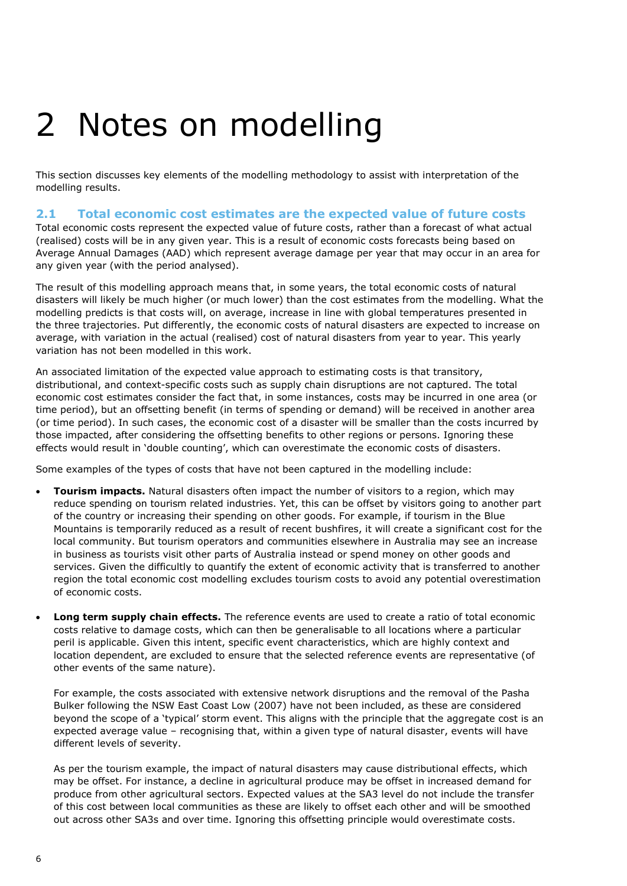# 2 Notes on modelling

This section discusses key elements of the modelling methodology to assist with interpretation of the modelling results.

## 2.1 Total economic cost estimates are the expected value of future costs

Total economic costs represent the expected value of future costs, rather than a forecast of what actual (realised) costs will be in any given year. This is a result of economic costs forecasts being based on Average Annual Damages (AAD) which represent average damage per year that may occur in an area for any given year (with the period analysed).

The result of this modelling approach means that, in some years, the total economic costs of natural disasters will likely be much higher (or much lower) than the cost estimates from the modelling. What the modelling predicts is that costs will, on average, increase in line with global temperatures presented in the three trajectories. Put differently, the economic costs of natural disasters are expected to increase on average, with variation in the actual (realised) cost of natural disasters from year to year. This yearly variation has not been modelled in this work.

An associated limitation of the expected value approach to estimating costs is that transitory, distributional, and context-specific costs such as supply chain disruptions are not captured. The total economic cost estimates consider the fact that, in some instances, costs may be incurred in one area (or time period), but an offsetting benefit (in terms of spending or demand) will be received in another area (or time period). In such cases, the economic cost of a disaster will be smaller than the costs incurred by those impacted, after considering the offsetting benefits to other regions or persons. Ignoring these effects would result in 'double counting', which can overestimate the economic costs of disasters.

Some examples of the types of costs that have not been captured in the modelling include:

- **Tourism impacts.** Natural disasters often impact the number of visitors to a region, which may reduce spending on tourism related industries. Yet, this can be offset by visitors going to another part of the country or increasing their spending on other goods. For example, if tourism in the Blue Mountains is temporarily reduced as a result of recent bushfires, it will create a significant cost for the local community. But tourism operators and communities elsewhere in Australia may see an increase in business as tourists visit other parts of Australia instead or spend money on other goods and services. Given the difficultly to quantify the extent of economic activity that is transferred to another region the total economic cost modelling excludes tourism costs to avoid any potential overestimation of economic costs.

- **Long term supply chain effects.** The reference events are used to create a ratio of total economic costs relative to damage costs, which can then be generalisable to all locations where a particular peril is applicable. Given this intent, specific event characteristics, which are highly context and location dependent, are excluded to ensure that the selected reference events are representative (of other events of the same nature).

  For example, the costs associated with extensive network disruptions and the removal of the Pasha Bulker following the NSW East Coast Low (2007) have not been included, as these are considered beyond the scope of a 'typical' storm event. This aligns with the principle that the aggregate cost is an expected average value – recognising that, within a given type of natural disaster, events will have different levels of severity.

  As per the tourism example, the impact of natural disasters may cause distributional effects, which may be offset. For instance, a decline in agricultural produce may be offset in increased demand for produce from other agricultural sectors. Expected values at the SA3 level do not include the transfer of this cost between local communities as these are likely to offset each other and will be smoothed out across other SA3s and over time. Ignoring this offsetting principle would overestimate costs.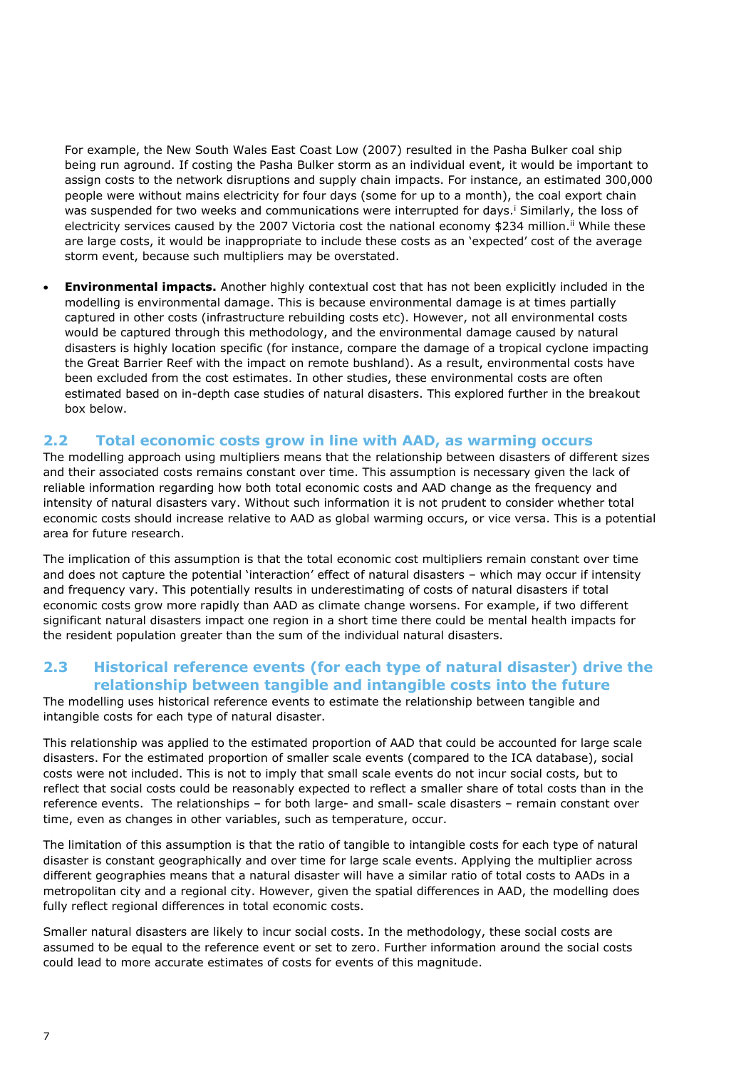For example, the New South Wales East Coast Low (2007) resulted in the Pasha Bulker coal ship being run aground. If costing the Pasha Bulker storm as an individual event, it would be important to assign costs to the network disruptions and supply chain impacts. For instance, an estimated 300,000 people were without mains electricity for four days (some for up to a month), the coal export chain was suspended for two weeks and communications were interrupted for days.[i] Similarly, the loss of electricity services caused by the 2007 Victoria cost the national economy $234 million.[ii] While these are large costs, it would be inappropriate to include these costs as an 'expected' cost of the average storm event, because such multipliers may be overstated.

- **Environmental impacts.** Another highly contextual cost that has not been explicitly included in the modelling is environmental damage. This is because environmental damage is at times partially captured in other costs (infrastructure rebuilding costs etc). However, not all environmental costs would be captured through this methodology, and the environmental damage caused by natural disasters is highly location specific (for instance, compare the damage of a tropical cyclone impacting the Great Barrier Reef with the impact on remote bushland). As a result, environmental costs have been excluded from the cost estimates. In other studies, these environmental costs are often estimated based on in-depth case studies of natural disasters. This explored further in the breakout box below.

## 2.2 Total economic costs grow in line with AAD, as warming occurs

The modelling approach using multipliers means that the relationship between disasters of different sizes and their associated costs remains constant over time. This assumption is necessary given the lack of reliable information regarding how both total economic costs and AAD change as the frequency and intensity of natural disasters vary. Without such information it is not prudent to consider whether total economic costs should increase relative to AAD as global warming occurs, or vice versa. This is a potential area for future research.

The implication of this assumption is that the total economic cost multipliers remain constant over time and does not capture the potential 'interaction' effect of natural disasters – which may occur if intensity and frequency vary. This potentially results in underestimating of costs of natural disasters if total economic costs grow more rapidly than AAD as climate change worsens. For example, if two different significant natural disasters impact one region in a short time there could be mental health impacts for the resident population greater than the sum of the individual natural disasters.

## 2.3 Historical reference events (for each type of natural disaster) drive the relationship between tangible and intangible costs into the future

The modelling uses historical reference events to estimate the relationship between tangible and intangible costs for each type of natural disaster.

This relationship was applied to the estimated proportion of AAD that could be accounted for large scale disasters. For the estimated proportion of smaller scale events (compared to the ICA database), social costs were not included. This is not to imply that small scale events do not incur social costs, but to reflect that social costs could be reasonably expected to reflect a smaller share of total costs than in the reference events. The relationships – for both large- and small- scale disasters – remain constant over time, even as changes in other variables, such as temperature, occur.

The limitation of this assumption is that the ratio of tangible to intangible costs for each type of natural disaster is constant geographically and over time for large scale events. Applying the multiplier across different geographies means that a natural disaster will have a similar ratio of total costs to AADs in a metropolitan city and a regional city. However, given the spatial differences in AAD, the modelling does fully reflect regional differences in total economic costs.

Smaller natural disasters are likely to incur social costs. In the methodology, these social costs are assumed to be equal to the reference event or set to zero. Further information around the social costs could lead to more accurate estimates of costs for events of this magnitude.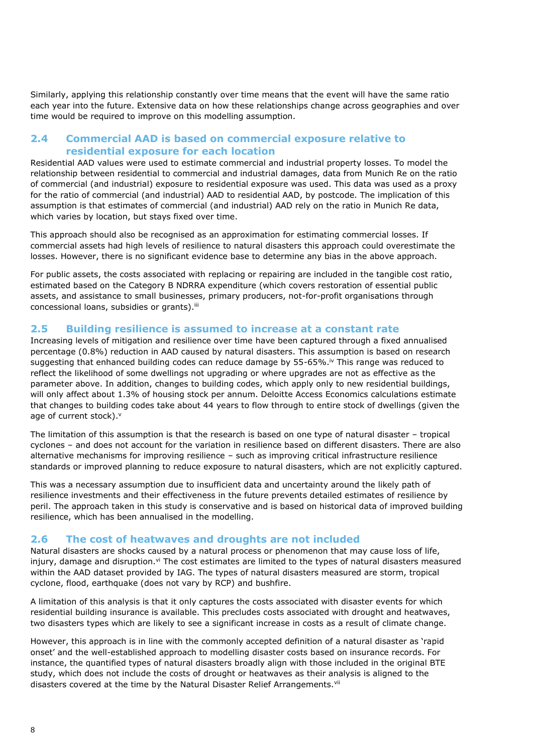Similarly, applying this relationship constantly over time means that the event will have the same ratio each year into the future. Extensive data on how these relationships change across geographies and over time would be required to improve on this modelling assumption.

## 2.4 Commercial AAD is based on commercial exposure relative to residential exposure for each location

Residential AAD values were used to estimate commercial and industrial property losses. To model the relationship between residential to commercial and industrial damages, data from Munich Re on the ratio of commercial (and industrial) exposure to residential exposure was used. This data was used as a proxy for the ratio of commercial (and industrial) AAD to residential AAD, by postcode. The implication of this assumption is that estimates of commercial (and industrial) AAD rely on the ratio in Munich Re data, which varies by location, but stays fixed over time.

This approach should also be recognised as an approximation for estimating commercial losses. If commercial assets had high levels of resilience to natural disasters this approach could overestimate the losses. However, there is no significant evidence base to determine any bias in the above approach.

For public assets, the costs associated with replacing or repairing are included in the tangible cost ratio, estimated based on the Category B NDRRA expenditure (which covers restoration of essential public assets, and assistance to small businesses, primary producers, not-for-profit organisations through concessional loans, subsidies or grants).[iii]

## 2.5 Building resilience is assumed to increase at a constant rate

Increasing levels of mitigation and resilience over time have been captured through a fixed annualised percentage (0.8%) reduction in AAD caused by natural disasters. This assumption is based on research suggesting that enhanced building codes can reduce damage by 55-65%.[iv] This range was reduced to reflect the likelihood of some dwellings not upgrading or where upgrades are not as effective as the parameter above. In addition, changes to building codes, which apply only to new residential buildings, will only affect about 1.3% of housing stock per annum. Deloitte Access Economics calculations estimate that changes to building codes take about 44 years to flow through to entire stock of dwellings (given the age of current stock).[v]

The limitation of this assumption is that the research is based on one type of natural disaster – tropical cyclones – and does not account for the variation in resilience based on different disasters. There are also alternative mechanisms for improving resilience – such as improving critical infrastructure resilience standards or improved planning to reduce exposure to natural disasters, which are not explicitly captured.

This was a necessary assumption due to insufficient data and uncertainty around the likely path of resilience investments and their effectiveness in the future prevents detailed estimates of resilience by peril. The approach taken in this study is conservative and is based on historical data of improved building resilience, which has been annualised in the modelling.

## 2.6 The cost of heatwaves and droughts are not included

Natural disasters are shocks caused by a natural process or phenomenon that may cause loss of life, injury, damage and disruption.[vi] The cost estimates are limited to the types of natural disasters measured within the AAD dataset provided by IAG. The types of natural disasters measured are storm, tropical cyclone, flood, earthquake (does not vary by RCP) and bushfire.

A limitation of this analysis is that it only captures the costs associated with disaster events for which residential building insurance is available. This precludes costs associated with drought and heatwaves, two disasters types which are likely to see a significant increase in costs as a result of climate change.

However, this approach is in line with the commonly accepted definition of a natural disaster as 'rapid onset' and the well-established approach to modelling disaster costs based on insurance records. For instance, the quantified types of natural disasters broadly align with those included in the original BTE study, which does not include the costs of drought or heatwaves as their analysis is aligned to the disasters covered at the time by the Natural Disaster Relief Arrangements.[vii]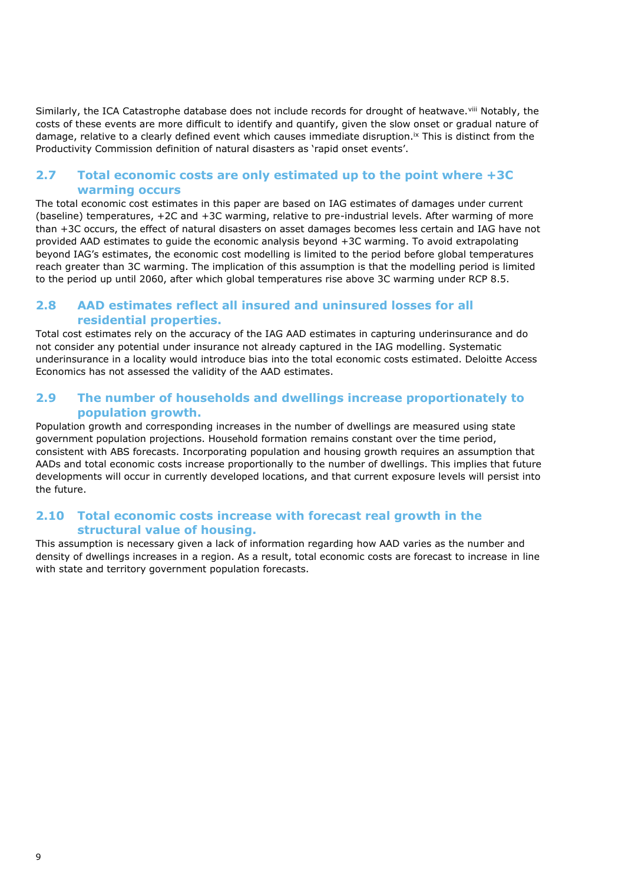Similarly, the ICA Catastrophe database does not include records for drought of heatwave.[viii] Notably, the costs of these events are more difficult to identify and quantify, given the slow onset or gradual nature of damage, relative to a clearly defined event which causes immediate disruption.[ix] This is distinct from the Productivity Commission definition of natural disasters as 'rapid onset events'.

## 2.7 Total economic costs are only estimated up to the point where +3C warming occurs

The total economic cost estimates in this paper are based on IAG estimates of damages under current (baseline) temperatures, +2C and +3C warming, relative to pre-industrial levels. After warming of more than +3C occurs, the effect of natural disasters on asset damages becomes less certain and IAG have not provided AAD estimates to guide the economic analysis beyond +3C warming. To avoid extrapolating beyond IAG's estimates, the economic cost modelling is limited to the period before global temperatures reach greater than 3C warming. The implication of this assumption is that the modelling period is limited to the period up until 2060, after which global temperatures rise above 3C warming under RCP 8.5.

## 2.8 AAD estimates reflect all insured and uninsured losses for all residential properties.

Total cost estimates rely on the accuracy of the IAG AAD estimates in capturing underinsurance and do not consider any potential under insurance not already captured in the IAG modelling. Systematic underinsurance in a locality would introduce bias into the total economic costs estimated. Deloitte Access Economics has not assessed the validity of the AAD estimates.

## 2.9 The number of households and dwellings increase proportionately to population growth.

Population growth and corresponding increases in the number of dwellings are measured using state government population projections. Household formation remains constant over the time period, consistent with ABS forecasts. Incorporating population and housing growth requires an assumption that AADs and total economic costs increase proportionally to the number of dwellings. This implies that future developments will occur in currently developed locations, and that current exposure levels will persist into the future.

## 2.10 Total economic costs increase with forecast real growth in the structural value of housing.

This assumption is necessary given a lack of information regarding how AAD varies as the number and density of dwellings increases in a region. As a result, total economic costs are forecast to increase in line with state and territory government population forecasts.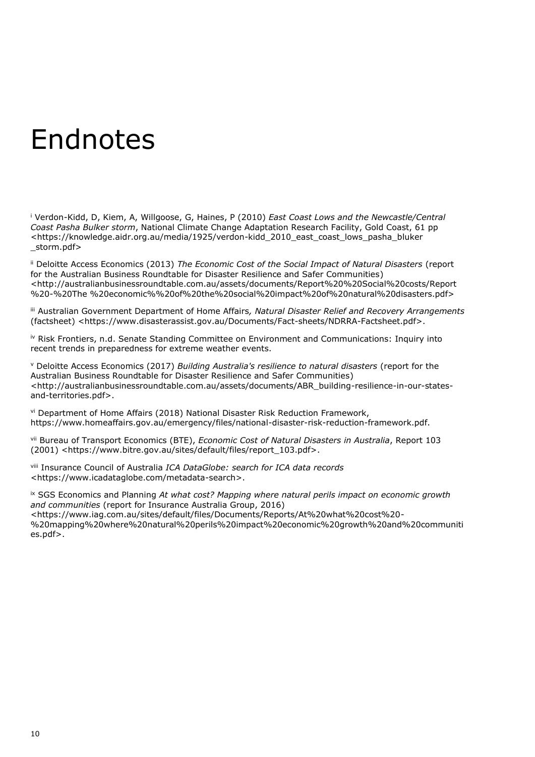# Endnotes

[i] Verdon-Kidd, D, Kiem, A, Willgoose, G, Haines, P (2010) *East Coast Lows and the Newcastle/Central Coast Pasha Bulker storm*, National Climate Change Adaptation Research Facility, Gold Coast, 61 pp <https://knowledge.aidr.org.au/media/1925/verdon-kidd_2010_east_coast_lows_pasha_bluker_storm.pdf>

[ii] Deloitte Access Economics (2013) *The Economic Cost of the Social Impact of Natural Disasters* (report for the Australian Business Roundtable for Disaster Resilience and Safer Communities) <http://australianbusinessroundtable.com.au/assets/documents/Report%20%20Social%20costs/Report%20-%20The %20economic%%20of%20the%20social%20impact%20of%20natural%20disasters.pdf>

[iii] Australian Government Department of Home Affairs*, Natural Disaster Relief and Recovery Arrangements* (factsheet) <https://www.disasterassist.gov.au/Documents/Fact-sheets/NDRRA-Factsheet.pdf>.

[iv] Risk Frontiers, n.d. Senate Standing Committee on Environment and Communications: Inquiry into recent trends in preparedness for extreme weather events.

[v] Deloitte Access Economics (2017) *Building Australia's resilience to natural disasters* (report for the Australian Business Roundtable for Disaster Resilience and Safer Communities) <http://australianbusinessroundtable.com.au/assets/documents/ABR_building-resilience-in-our-states-and-territories.pdf>.

[vi] Department of Home Affairs (2018) National Disaster Risk Reduction Framework, https://www.homeaffairs.gov.au/emergency/files/national-disaster-risk-reduction-framework.pdf.

[vii] Bureau of Transport Economics (BTE), *Economic Cost of Natural Disasters in Australia*, Report 103 (2001) <https://www.bitre.gov.au/sites/default/files/report_103.pdf>.

[viii] Insurance Council of Australia *ICA DataGlobe: search for ICA data records* <https://www.icadataglobe.com/metadata-search>.

[ix] SGS Economics and Planning *At what cost? Mapping where natural perils impact on economic growth and communities* (report for Insurance Australia Group, 2016) <https://www.iag.com.au/sites/default/files/Documents/Reports/At%20what%20cost%20-%20mapping%20where%20natural%20perils%20impact%20economic%20growth%20and%20communities.pdf>.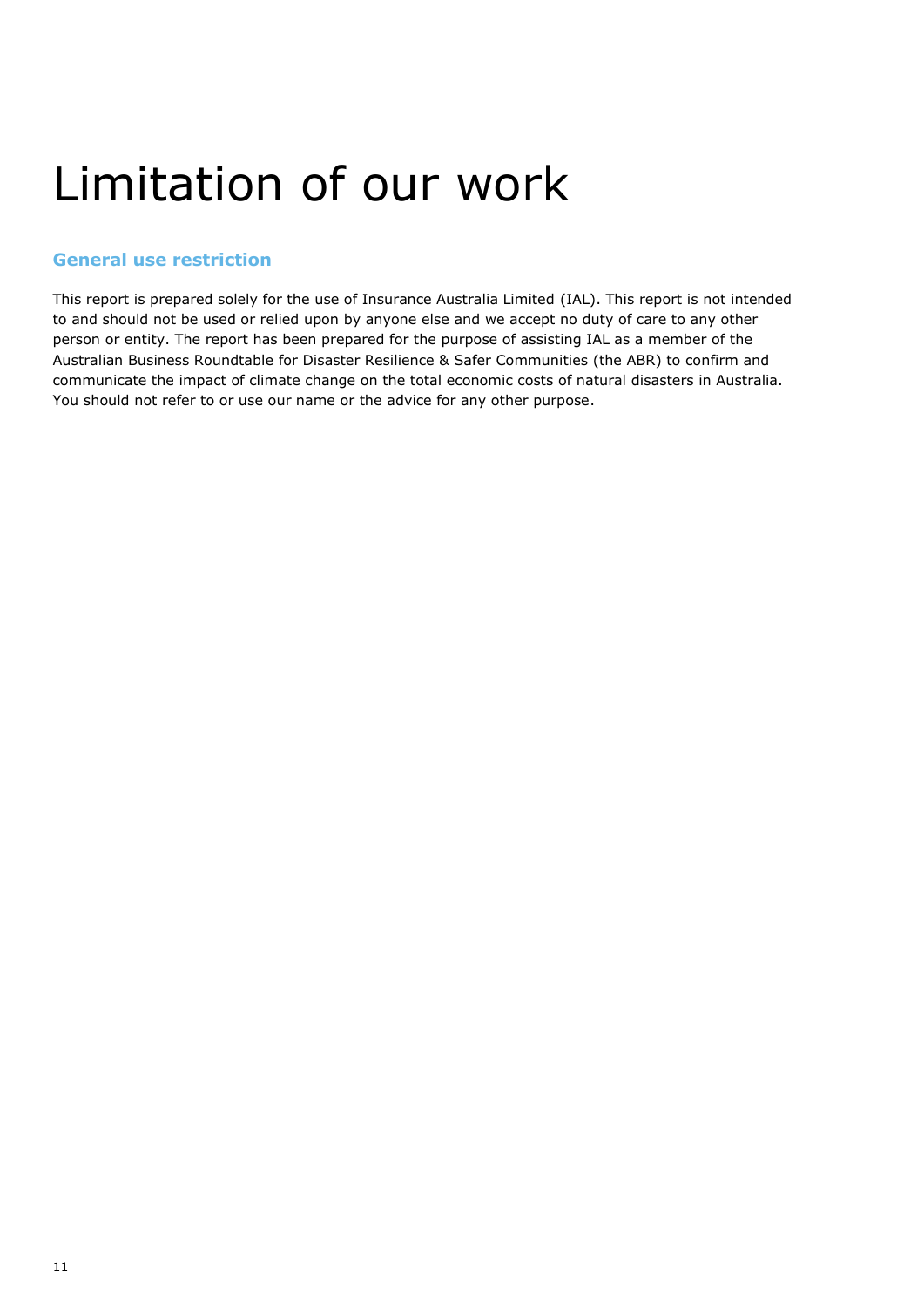# Limitation of our work

### General use restriction

This report is prepared solely for the use of Insurance Australia Limited (IAL). This report is not intended to and should not be used or relied upon by anyone else and we accept no duty of care to any other person or entity. The report has been prepared for the purpose of assisting IAL as a member of the Australian Business Roundtable for Disaster Resilience & Safer Communities (the ABR) to confirm and communicate the impact of climate change on the total economic costs of natural disasters in Australia. You should not refer to or use our name or the advice for any other purpose.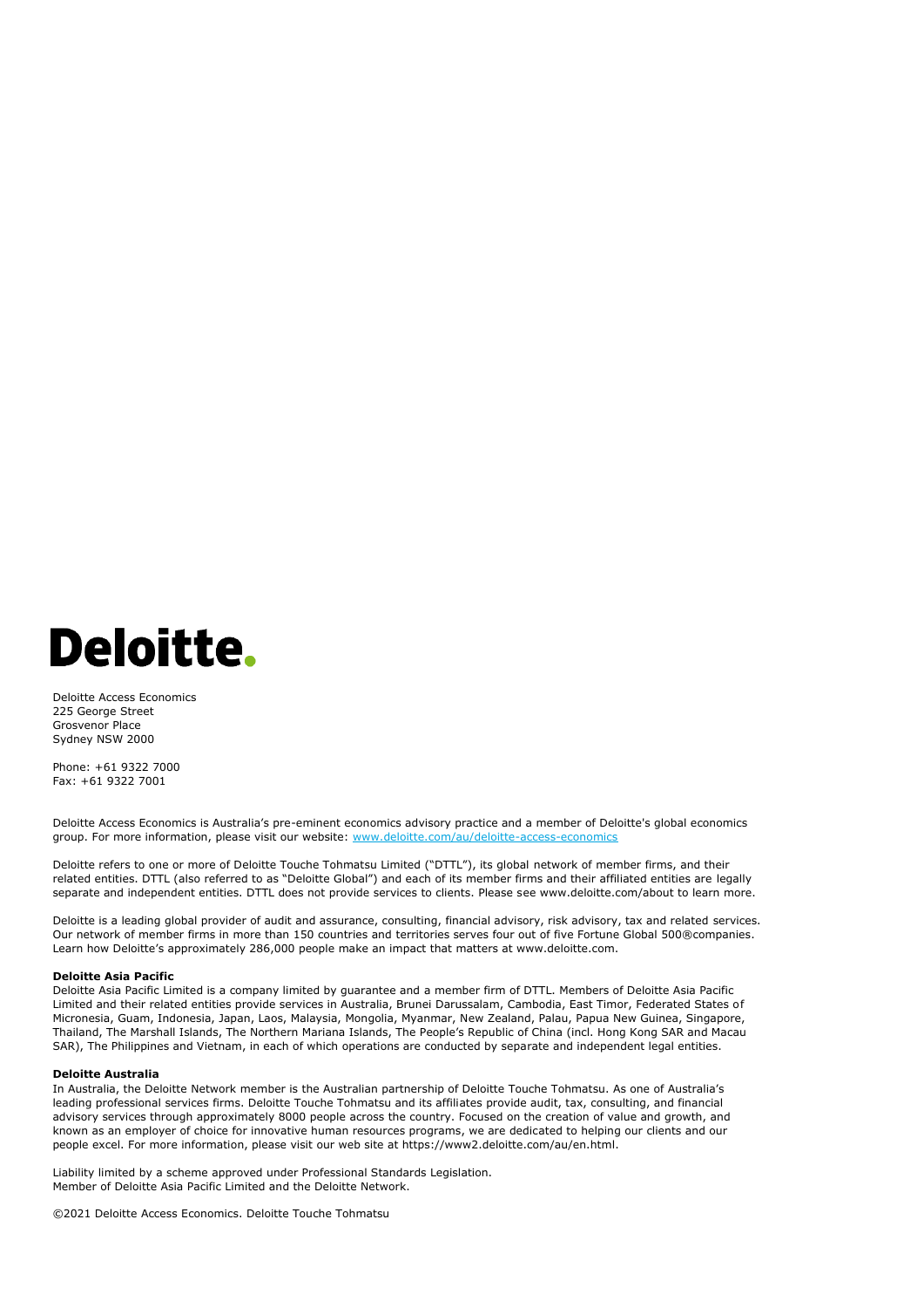Deloitte.

Deloitte Access Economics
225 George Street
Grosvenor Place
Sydney NSW 2000

Phone: +61 9322 7000
Fax: +61 9322 7001

Deloitte Access Economics is Australia's pre-eminent economics advisory practice and a member of Deloitte's global economics group. For more information, please visit our website: www.deloitte.com/au/deloitte-access-economics

Deloitte refers to one or more of Deloitte Touche Tohmatsu Limited ("DTTL"), its global network of member firms, and their related entities. DTTL (also referred to as "Deloitte Global") and each of its member firms and their affiliated entities are legally separate and independent entities. DTTL does not provide services to clients. Please see www.deloitte.com/about to learn more.

Deloitte is a leading global provider of audit and assurance, consulting, financial advisory, risk advisory, tax and related services. Our network of member firms in more than 150 countries and territories serves four out of five Fortune Global 500®companies. Learn how Deloitte's approximately 286,000 people make an impact that matters at www.deloitte.com.

**Deloitte Asia Pacific**
Deloitte Asia Pacific Limited is a company limited by guarantee and a member firm of DTTL. Members of Deloitte Asia Pacific Limited and their related entities provide services in Australia, Brunei Darussalam, Cambodia, East Timor, Federated States of Micronesia, Guam, Indonesia, Japan, Laos, Malaysia, Mongolia, Myanmar, New Zealand, Palau, Papua New Guinea, Singapore, Thailand, The Marshall Islands, The Northern Mariana Islands, The People's Republic of China (incl. Hong Kong SAR and Macau SAR), The Philippines and Vietnam, in each of which operations are conducted by separate and independent legal entities.

**Deloitte Australia**
In Australia, the Deloitte Network member is the Australian partnership of Deloitte Touche Tohmatsu. As one of Australia's leading professional services firms. Deloitte Touche Tohmatsu and its affiliates provide audit, tax, consulting, and financial advisory services through approximately 8000 people across the country. Focused on the creation of value and growth, and known as an employer of choice for innovative human resources programs, we are dedicated to helping our clients and our people excel. For more information, please visit our web site at https://www2.deloitte.com/au/en.html.

Liability limited by a scheme approved under Professional Standards Legislation.
Member of Deloitte Asia Pacific Limited and the Deloitte Network.

©2021 Deloitte Access Economics. Deloitte Touche Tohmatsu